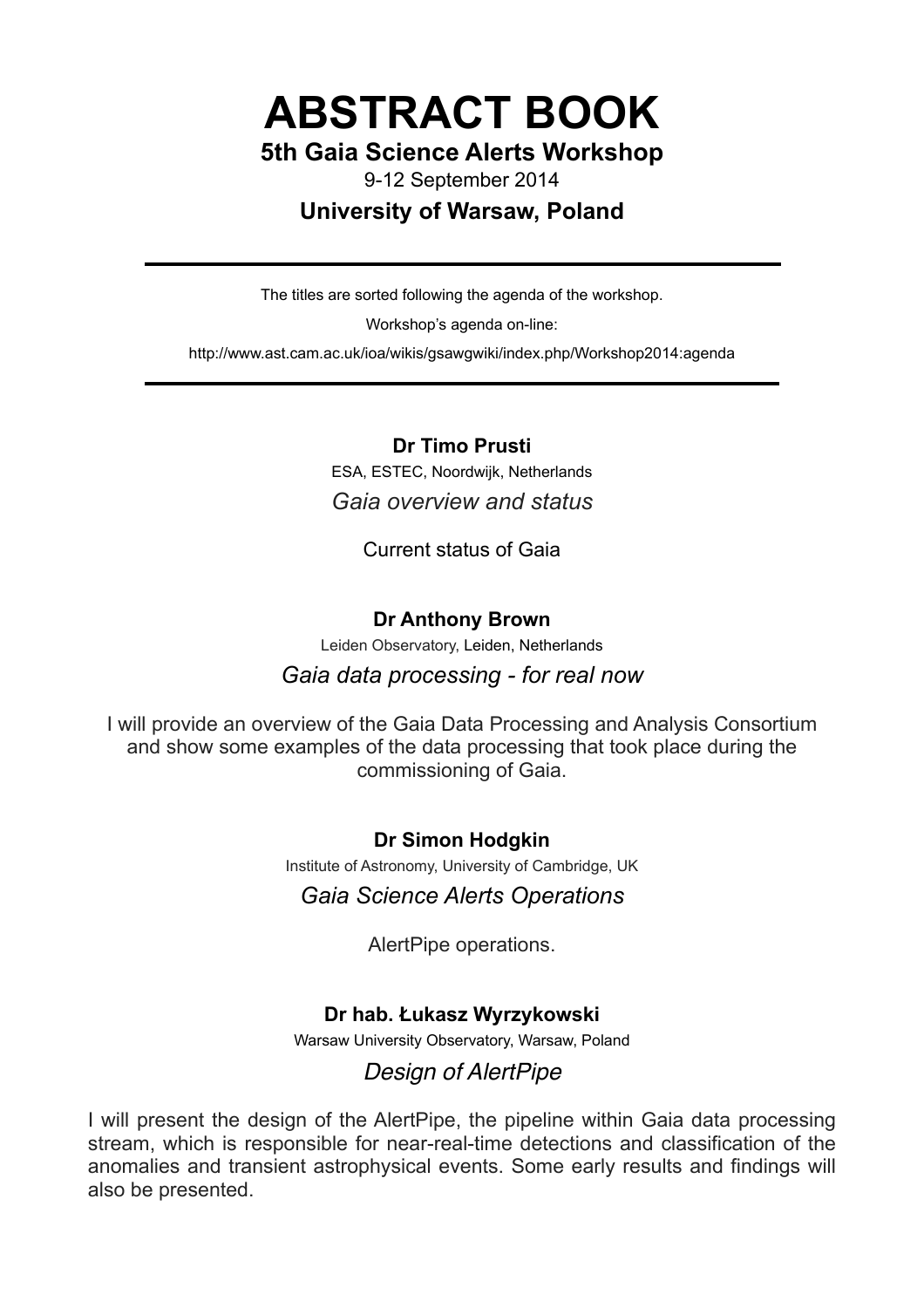# ABSTRACT BOOK

## 5th Gaia Science Alerts Workshop

9-12 September 2014

## University of Warsaw, Poland

---

The titles are sorted following the agenda of the workshop.

Workshop's agenda on-line:

http://www.ast.cam.ac.uk/ioa/wikis/gsawgwiki/index.php/Workshop2014:agenda

---

**Dr Timo Prusti**

ESA, ESTEC, Noordwijk, Netherlands

*Gaia overview and status*

Current status of Gaia

**Dr Anthony Brown**

Leiden Observatory, Leiden, Netherlands

*Gaia data processing - for real now*

I will provide an overview of the Gaia Data Processing and Analysis Consortium and show some examples of the data processing that took place during the commissioning of Gaia.

**Dr Simon Hodgkin**

Institute of Astronomy, University of Cambridge, UK

*Gaia Science Alerts Operations*

AlertPipe operations.

**Dr hab. Łukasz Wyrzykowski**

Warsaw University Observatory, Warsaw, Poland

*Design of AlertPipe*

I will present the design of the AlertPipe, the pipeline within Gaia data processing stream, which is responsible for near-real-time detections and classification of the anomalies and transient astrophysical events. Some early results and findings will also be presented.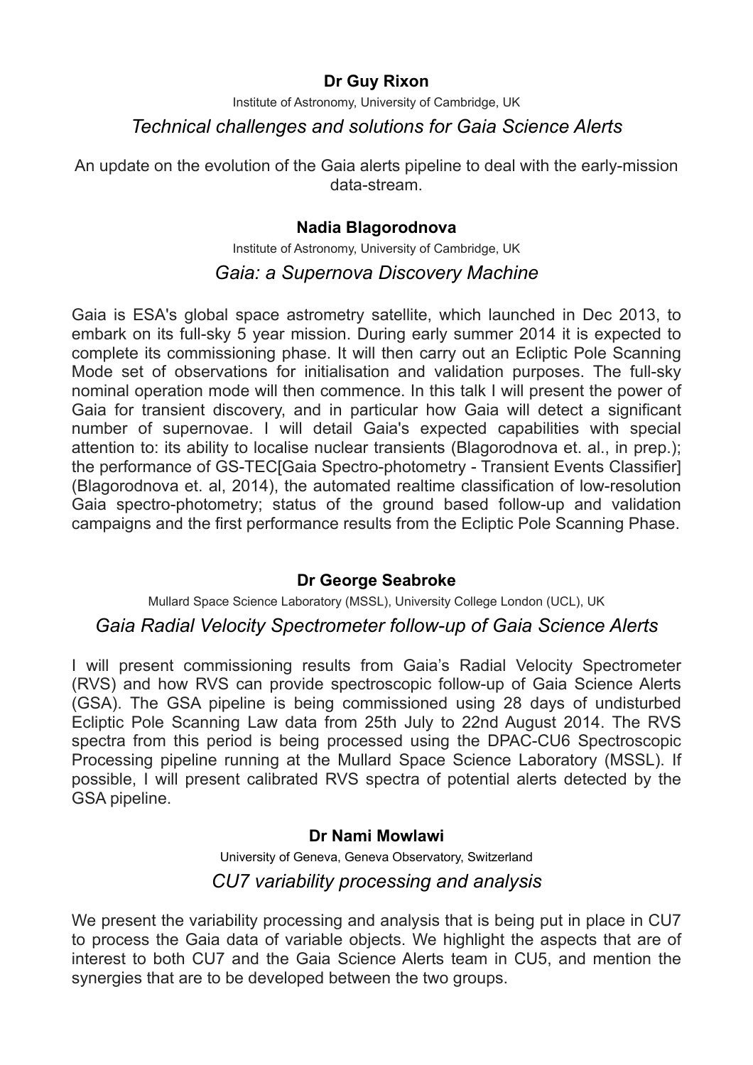### Dr Guy Rixon

Institute of Astronomy, University of Cambridge, UK

*Technical challenges and solutions for Gaia Science Alerts*

An update on the evolution of the Gaia alerts pipeline to deal with the early-mission data-stream.

### Nadia Blagorodnova

Institute of Astronomy, University of Cambridge, UK

*Gaia: a Supernova Discovery Machine*

Gaia is ESA's global space astrometry satellite, which launched in Dec 2013, to embark on its full-sky 5 year mission. During early summer 2014 it is expected to complete its commissioning phase. It will then carry out an Ecliptic Pole Scanning Mode set of observations for initialisation and validation purposes. The full-sky nominal operation mode will then commence. In this talk I will present the power of Gaia for transient discovery, and in particular how Gaia will detect a significant number of supernovae. I will detail Gaia's expected capabilities with special attention to: its ability to localise nuclear transients (Blagorodnova et. al., in prep.); the performance of GS-TEC[Gaia Spectro-photometry - Transient Events Classifier] (Blagorodnova et. al, 2014), the automated realtime classification of low-resolution Gaia spectro-photometry; status of the ground based follow-up and validation campaigns and the first performance results from the Ecliptic Pole Scanning Phase.

### Dr George Seabroke

Mullard Space Science Laboratory (MSSL), University College London (UCL), UK

*Gaia Radial Velocity Spectrometer follow-up of Gaia Science Alerts*

I will present commissioning results from Gaia's Radial Velocity Spectrometer (RVS) and how RVS can provide spectroscopic follow-up of Gaia Science Alerts (GSA). The GSA pipeline is being commissioned using 28 days of undisturbed Ecliptic Pole Scanning Law data from 25th July to 22nd August 2014. The RVS spectra from this period is being processed using the DPAC-CU6 Spectroscopic Processing pipeline running at the Mullard Space Science Laboratory (MSSL). If possible, I will present calibrated RVS spectra of potential alerts detected by the GSA pipeline.

### Dr Nami Mowlawi

University of Geneva, Geneva Observatory, Switzerland

*CU7 variability processing and analysis*

We present the variability processing and analysis that is being put in place in CU7 to process the Gaia data of variable objects. We highlight the aspects that are of interest to both CU7 and the Gaia Science Alerts team in CU5, and mention the synergies that are to be developed between the two groups.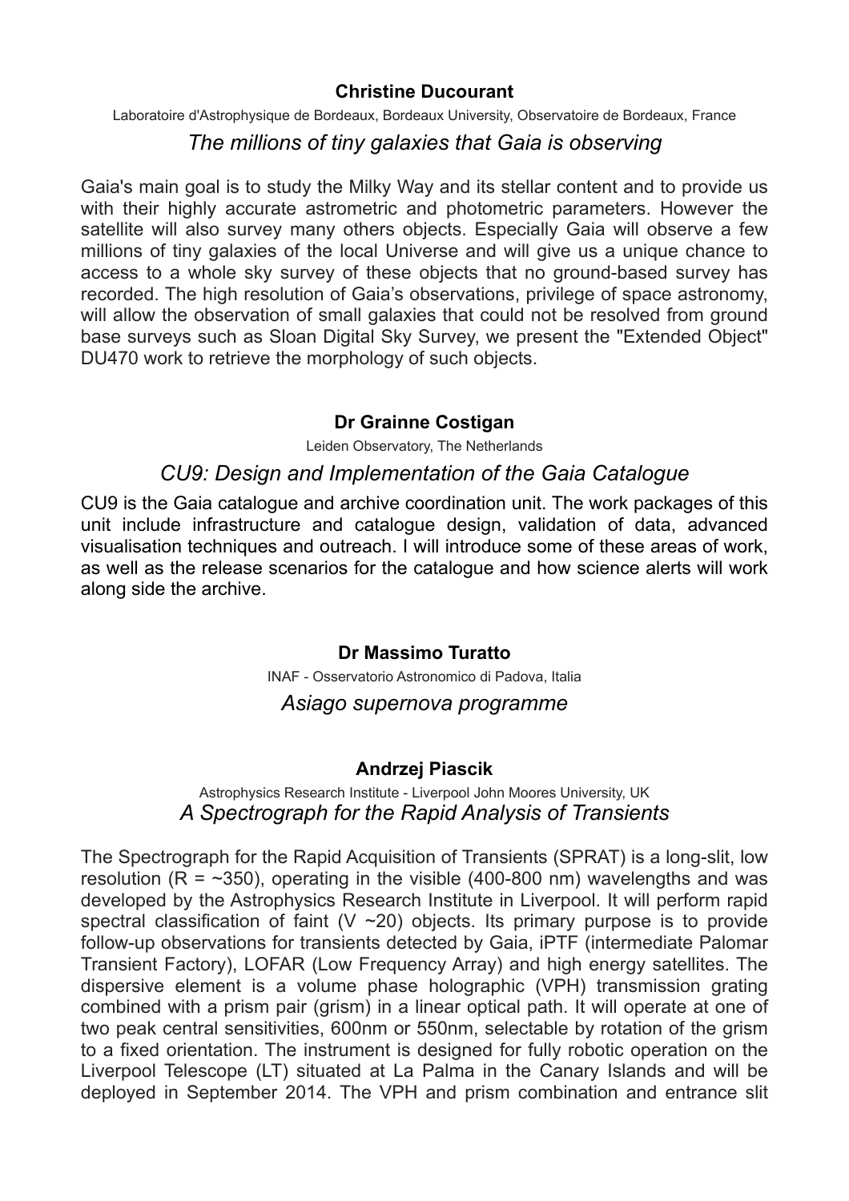**Christine Ducourant**

Laboratoire d'Astrophysique de Bordeaux, Bordeaux University, Observatoire de Bordeaux, France

*The millions of tiny galaxies that Gaia is observing*

Gaia's main goal is to study the Milky Way and its stellar content and to provide us with their highly accurate astrometric and photometric parameters. However the satellite will also survey many others objects. Especially Gaia will observe a few millions of tiny galaxies of the local Universe and will give us a unique chance to access to a whole sky survey of these objects that no ground-based survey has recorded. The high resolution of Gaia's observations, privilege of space astronomy, will allow the observation of small galaxies that could not be resolved from ground base surveys such as Sloan Digital Sky Survey, we present the "Extended Object" DU470 work to retrieve the morphology of such objects.

**Dr Grainne Costigan**

Leiden Observatory, The Netherlands

*CU9: Design and Implementation of the Gaia Catalogue*

CU9 is the Gaia catalogue and archive coordination unit. The work packages of this unit include infrastructure and catalogue design, validation of data, advanced visualisation techniques and outreach. I will introduce some of these areas of work, as well as the release scenarios for the catalogue and how science alerts will work along side the archive.

**Dr Massimo Turatto**

INAF - Osservatorio Astronomico di Padova, Italia

*Asiago supernova programme*

**Andrzej Piascik**

Astrophysics Research Institute - Liverpool John Moores University, UK

*A Spectrograph for the Rapid Analysis of Transients*

The Spectrograph for the Rapid Acquisition of Transients (SPRAT) is a long-slit, low resolution (R = ~350), operating in the visible (400-800 nm) wavelengths and was developed by the Astrophysics Research Institute in Liverpool. It will perform rapid spectral classification of faint (V ~20) objects. Its primary purpose is to provide follow-up observations for transients detected by Gaia, iPTF (intermediate Palomar Transient Factory), LOFAR (Low Frequency Array) and high energy satellites. The dispersive element is a volume phase holographic (VPH) transmission grating combined with a prism pair (grism) in a linear optical path. It will operate at one of two peak central sensitivities, 600nm or 550nm, selectable by rotation of the grism to a fixed orientation. The instrument is designed for fully robotic operation on the Liverpool Telescope (LT) situated at La Palma in the Canary Islands and will be deployed in September 2014. The VPH and prism combination and entrance slit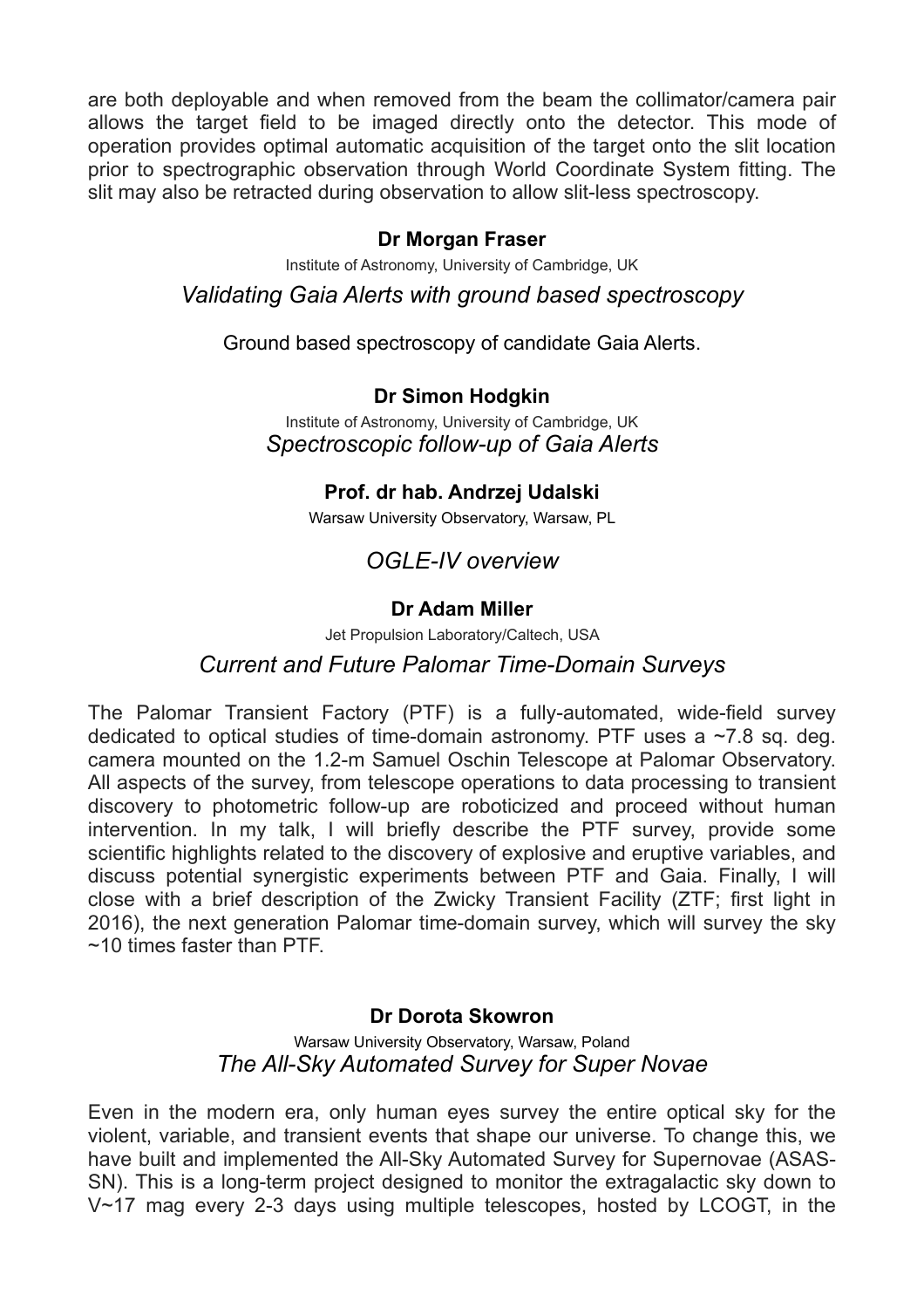are both deployable and when removed from the beam the collimator/camera pair allows the target field to be imaged directly onto the detector. This mode of operation provides optimal automatic acquisition of the target onto the slit location prior to spectrographic observation through World Coordinate System fitting. The slit may also be retracted during observation to allow slit-less spectroscopy.

**Dr Morgan Fraser**

Institute of Astronomy, University of Cambridge, UK

*Validating Gaia Alerts with ground based spectroscopy*

Ground based spectroscopy of candidate Gaia Alerts.

**Dr Simon Hodgkin**

Institute of Astronomy, University of Cambridge, UK

*Spectroscopic follow-up of Gaia Alerts*

**Prof. dr hab. Andrzej Udalski**

Warsaw University Observatory, Warsaw, PL

*OGLE-IV overview*

**Dr Adam Miller**

Jet Propulsion Laboratory/Caltech, USA

*Current and Future Palomar Time-Domain Surveys*

The Palomar Transient Factory (PTF) is a fully-automated, wide-field survey dedicated to optical studies of time-domain astronomy. PTF uses a ~7.8 sq. deg. camera mounted on the 1.2-m Samuel Oschin Telescope at Palomar Observatory. All aspects of the survey, from telescope operations to data processing to transient discovery to photometric follow-up are roboticized and proceed without human intervention. In my talk, I will briefly describe the PTF survey, provide some scientific highlights related to the discovery of explosive and eruptive variables, and discuss potential synergistic experiments between PTF and Gaia. Finally, I will close with a brief description of the Zwicky Transient Facility (ZTF; first light in 2016), the next generation Palomar time-domain survey, which will survey the sky ~10 times faster than PTF.

**Dr Dorota Skowron**

Warsaw University Observatory, Warsaw, Poland

*The All-Sky Automated Survey for Super Novae*

Even in the modern era, only human eyes survey the entire optical sky for the violent, variable, and transient events that shape our universe. To change this, we have built and implemented the All-Sky Automated Survey for Supernovae (ASAS-SN). This is a long-term project designed to monitor the extragalactic sky down to V~17 mag every 2-3 days using multiple telescopes, hosted by LCOGT, in the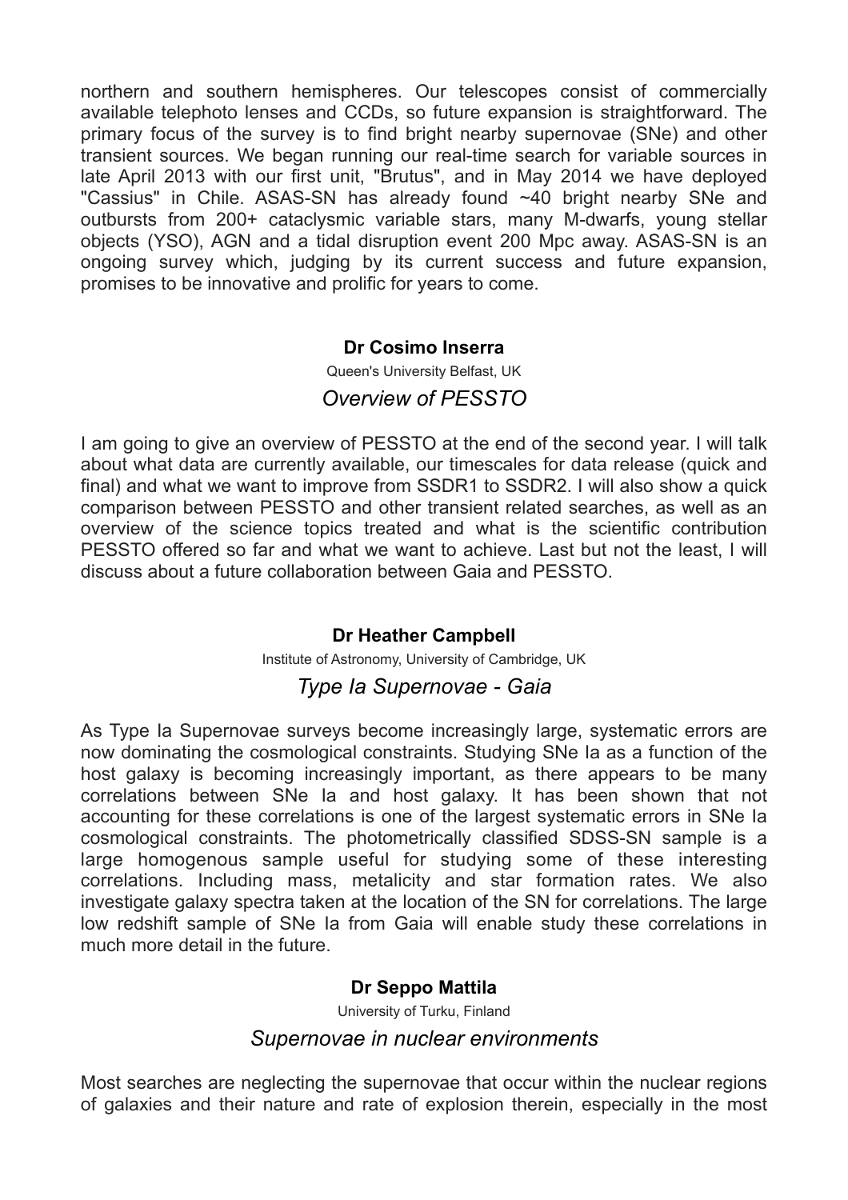northern and southern hemispheres. Our telescopes consist of commercially available telephoto lenses and CCDs, so future expansion is straightforward. The primary focus of the survey is to find bright nearby supernovae (SNe) and other transient sources. We began running our real-time search for variable sources in late April 2013 with our first unit, "Brutus", and in May 2014 we have deployed "Cassius" in Chile. ASAS-SN has already found ~40 bright nearby SNe and outbursts from 200+ cataclysmic variable stars, many M-dwarfs, young stellar objects (YSO), AGN and a tidal disruption event 200 Mpc away. ASAS-SN is an ongoing survey which, judging by its current success and future expansion, promises to be innovative and prolific for years to come.

**Dr Cosimo Inserra**

Queen's University Belfast, UK

### *Overview of PESSTO*

I am going to give an overview of PESSTO at the end of the second year. I will talk about what data are currently available, our timescales for data release (quick and final) and what we want to improve from SSDR1 to SSDR2. I will also show a quick comparison between PESSTO and other transient related searches, as well as an overview of the science topics treated and what is the scientific contribution PESSTO offered so far and what we want to achieve. Last but not the least, I will discuss about a future collaboration between Gaia and PESSTO.

**Dr Heather Campbell**

Institute of Astronomy, University of Cambridge, UK

### *Type Ia Supernovae - Gaia*

As Type Ia Supernovae surveys become increasingly large, systematic errors are now dominating the cosmological constraints. Studying SNe Ia as a function of the host galaxy is becoming increasingly important, as there appears to be many correlations between SNe Ia and host galaxy. It has been shown that not accounting for these correlations is one of the largest systematic errors in SNe Ia cosmological constraints. The photometrically classified SDSS-SN sample is a large homogenous sample useful for studying some of these interesting correlations. Including mass, metalicity and star formation rates. We also investigate galaxy spectra taken at the location of the SN for correlations. The large low redshift sample of SNe Ia from Gaia will enable study these correlations in much more detail in the future.

**Dr Seppo Mattila**

University of Turku, Finland

### *Supernovae in nuclear environments*

Most searches are neglecting the supernovae that occur within the nuclear regions of galaxies and their nature and rate of explosion therein, especially in the most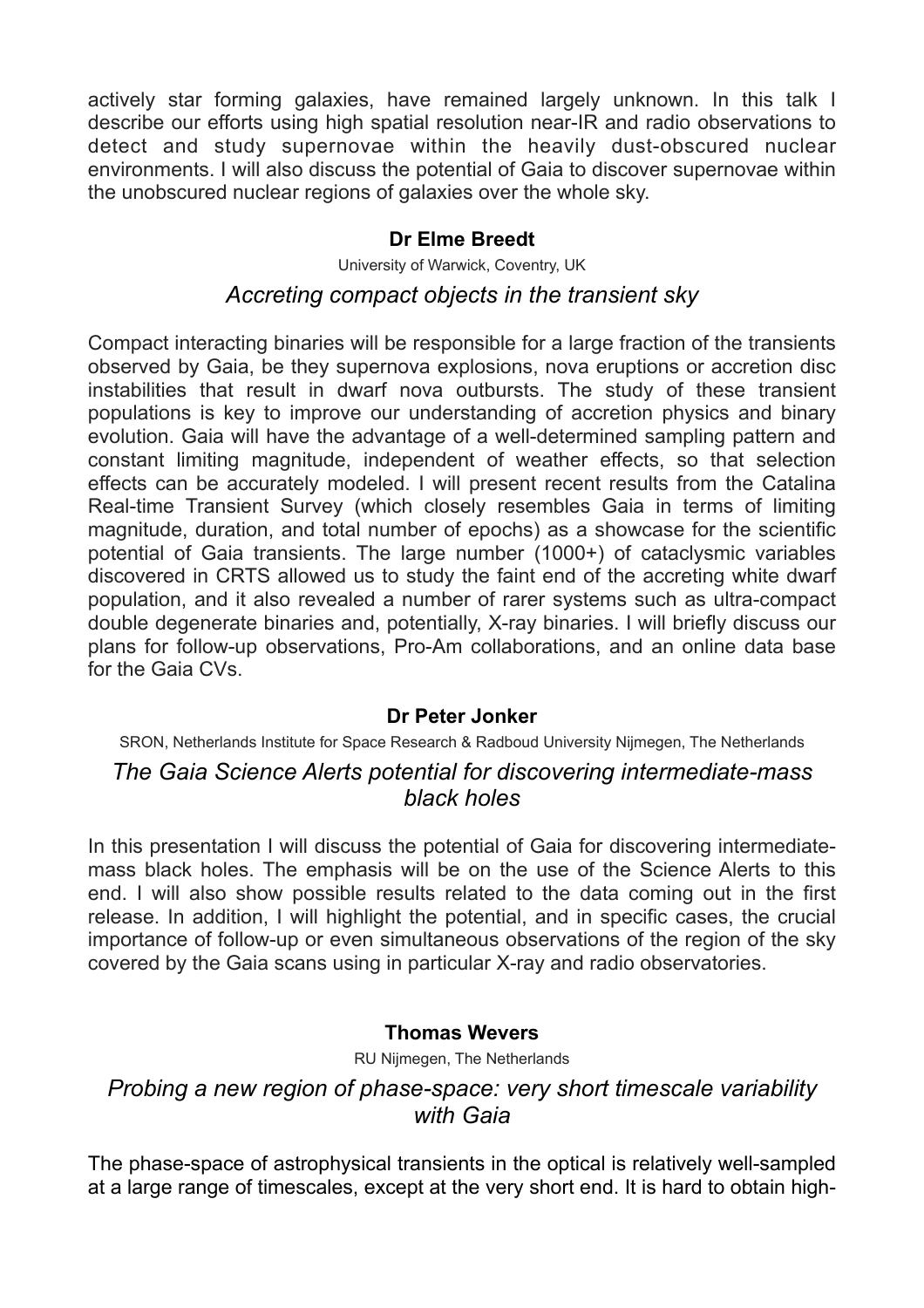actively star forming galaxies, have remained largely unknown. In this talk I describe our efforts using high spatial resolution near-IR and radio observations to detect and study supernovae within the heavily dust-obscured nuclear environments. I will also discuss the potential of Gaia to discover supernovae within the unobscured nuclear regions of galaxies over the whole sky.

**Dr Elme Breedt**

University of Warwick, Coventry, UK

### *Accreting compact objects in the transient sky*

Compact interacting binaries will be responsible for a large fraction of the transients observed by Gaia, be they supernova explosions, nova eruptions or accretion disc instabilities that result in dwarf nova outbursts. The study of these transient populations is key to improve our understanding of accretion physics and binary evolution. Gaia will have the advantage of a well-determined sampling pattern and constant limiting magnitude, independent of weather effects, so that selection effects can be accurately modeled. I will present recent results from the Catalina Real-time Transient Survey (which closely resembles Gaia in terms of limiting magnitude, duration, and total number of epochs) as a showcase for the scientific potential of Gaia transients. The large number (1000+) of cataclysmic variables discovered in CRTS allowed us to study the faint end of the accreting white dwarf population, and it also revealed a number of rarer systems such as ultra-compact double degenerate binaries and, potentially, X-ray binaries. I will briefly discuss our plans for follow-up observations, Pro-Am collaborations, and an online data base for the Gaia CVs.

**Dr Peter Jonker**

SRON, Netherlands Institute for Space Research & Radboud University Nijmegen, The Netherlands

### *The Gaia Science Alerts potential for discovering intermediate-mass black holes*

In this presentation I will discuss the potential of Gaia for discovering intermediate-mass black holes. The emphasis will be on the use of the Science Alerts to this end. I will also show possible results related to the data coming out in the first release. In addition, I will highlight the potential, and in specific cases, the crucial importance of follow-up or even simultaneous observations of the region of the sky covered by the Gaia scans using in particular X-ray and radio observatories.

**Thomas Wevers**

RU Nijmegen, The Netherlands

### *Probing a new region of phase-space: very short timescale variability with Gaia*

The phase-space of astrophysical transients in the optical is relatively well-sampled at a large range of timescales, except at the very short end. It is hard to obtain high-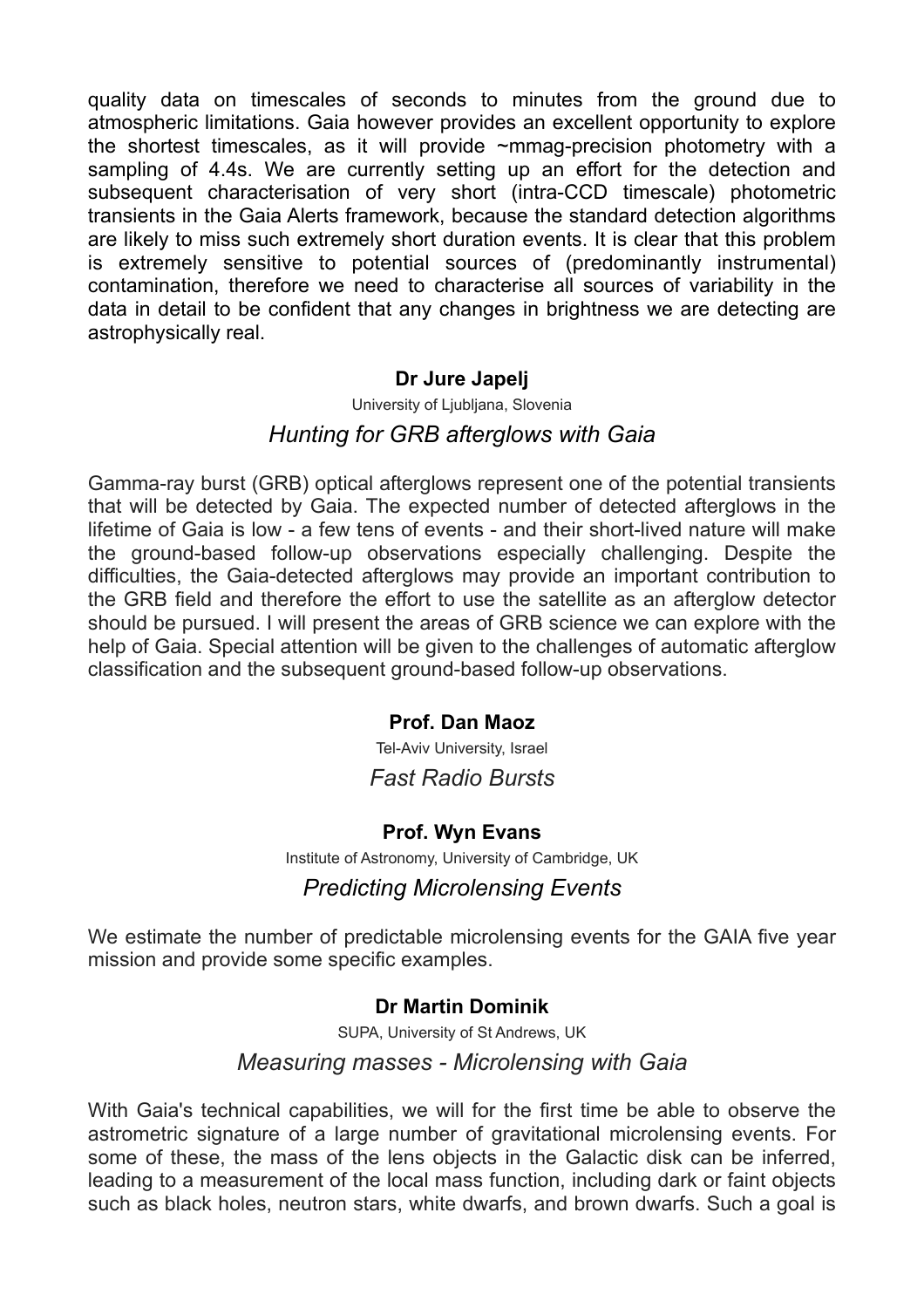quality data on timescales of seconds to minutes from the ground due to atmospheric limitations. Gaia however provides an excellent opportunity to explore the shortest timescales, as it will provide ~mmag-precision photometry with a sampling of 4.4s. We are currently setting up an effort for the detection and subsequent characterisation of very short (intra-CCD timescale) photometric transients in the Gaia Alerts framework, because the standard detection algorithms are likely to miss such extremely short duration events. It is clear that this problem is extremely sensitive to potential sources of (predominantly instrumental) contamination, therefore we need to characterise all sources of variability in the data in detail to be confident that any changes in brightness we are detecting are astrophysically real.

**Dr Jure Japelj**

University of Ljubljana, Slovenia

*Hunting for GRB afterglows with Gaia*

Gamma-ray burst (GRB) optical afterglows represent one of the potential transients that will be detected by Gaia. The expected number of detected afterglows in the lifetime of Gaia is low - a few tens of events - and their short-lived nature will make the ground-based follow-up observations especially challenging. Despite the difficulties, the Gaia-detected afterglows may provide an important contribution to the GRB field and therefore the effort to use the satellite as an afterglow detector should be pursued. I will present the areas of GRB science we can explore with the help of Gaia. Special attention will be given to the challenges of automatic afterglow classification and the subsequent ground-based follow-up observations.

**Prof. Dan Maoz**

Tel-Aviv University, Israel

*Fast Radio Bursts*

**Prof. Wyn Evans**

Institute of Astronomy, University of Cambridge, UK

*Predicting Microlensing Events*

We estimate the number of predictable microlensing events for the GAIA five year mission and provide some specific examples.

**Dr Martin Dominik**

SUPA, University of St Andrews, UK

*Measuring masses - Microlensing with Gaia*

With Gaia's technical capabilities, we will for the first time be able to observe the astrometric signature of a large number of gravitational microlensing events. For some of these, the mass of the lens objects in the Galactic disk can be inferred, leading to a measurement of the local mass function, including dark or faint objects such as black holes, neutron stars, white dwarfs, and brown dwarfs. Such a goal is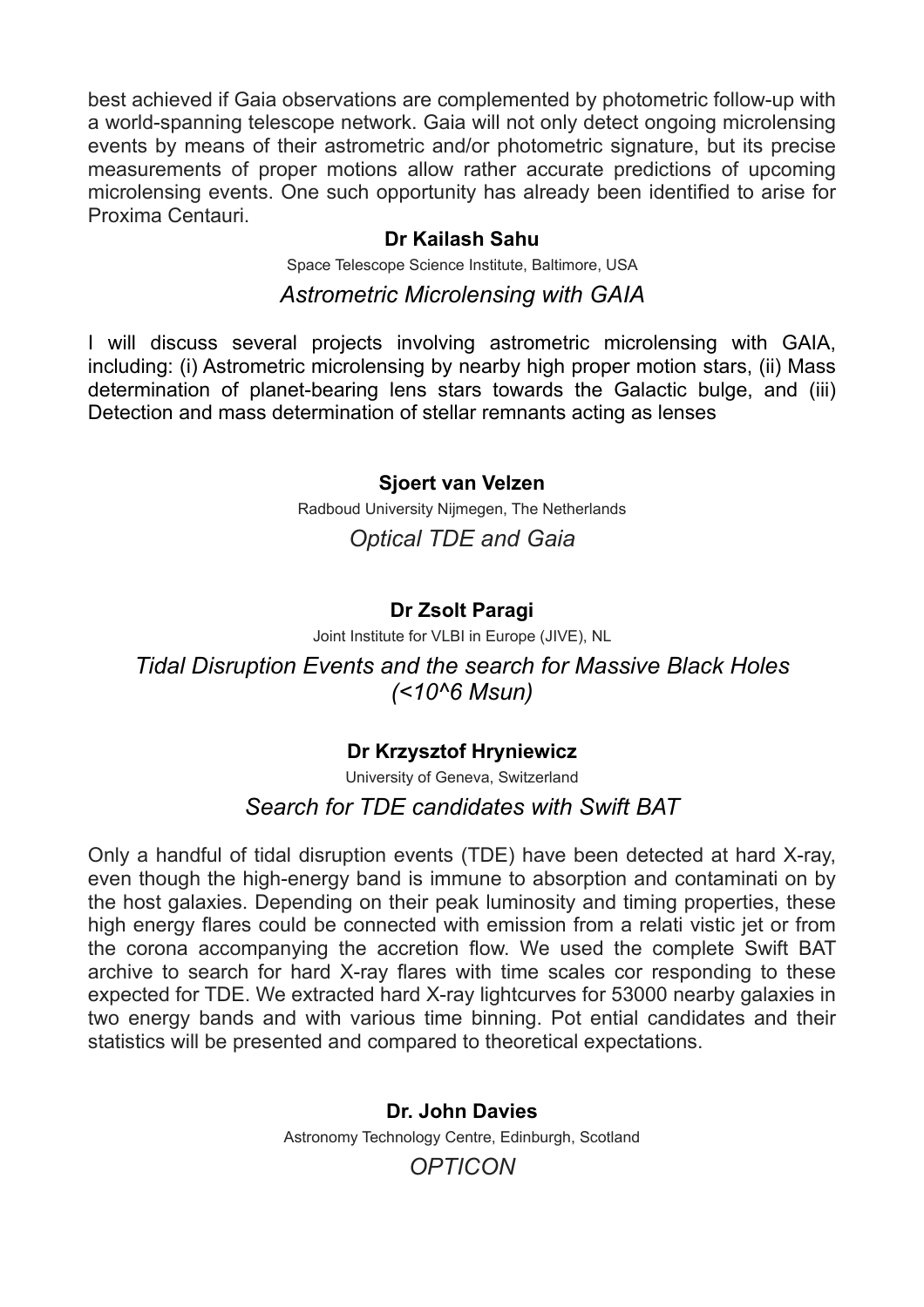best achieved if Gaia observations are complemented by photometric follow-up with a world-spanning telescope network. Gaia will not only detect ongoing microlensing events by means of their astrometric and/or photometric signature, but its precise measurements of proper motions allow rather accurate predictions of upcoming microlensing events. One such opportunity has already been identified to arise for Proxima Centauri.

**Dr Kailash Sahu**

Space Telescope Science Institute, Baltimore, USA

*Astrometric Microlensing with GAIA*

I will discuss several projects involving astrometric microlensing with GAIA, including: (i) Astrometric microlensing by nearby high proper motion stars, (ii) Mass determination of planet-bearing lens stars towards the Galactic bulge, and (iii) Detection and mass determination of stellar remnants acting as lenses

**Sjoert van Velzen**

Radboud University Nijmegen, The Netherlands

*Optical TDE and Gaia*

**Dr Zsolt Paragi**

Joint Institute for VLBI in Europe (JIVE), NL

*Tidal Disruption Events and the search for Massive Black Holes (<10^6 Msun)*

**Dr Krzysztof Hryniewicz**

University of Geneva, Switzerland

*Search for TDE candidates with Swift BAT*

Only a handful of tidal disruption events (TDE) have been detected at hard X-ray, even though the high-energy band is immune to absorption and contaminati on by the host galaxies. Depending on their peak luminosity and timing properties, these high energy flares could be connected with emission from a relati vistic jet or from the corona accompanying the accretion flow. We used the complete Swift BAT archive to search for hard X-ray flares with time scales cor responding to these expected for TDE. We extracted hard X-ray lightcurves for 53000 nearby galaxies in two energy bands and with various time binning. Pot ential candidates and their statistics will be presented and compared to theoretical expectations.

**Dr. John Davies**

Astronomy Technology Centre, Edinburgh, Scotland

*OPTICON*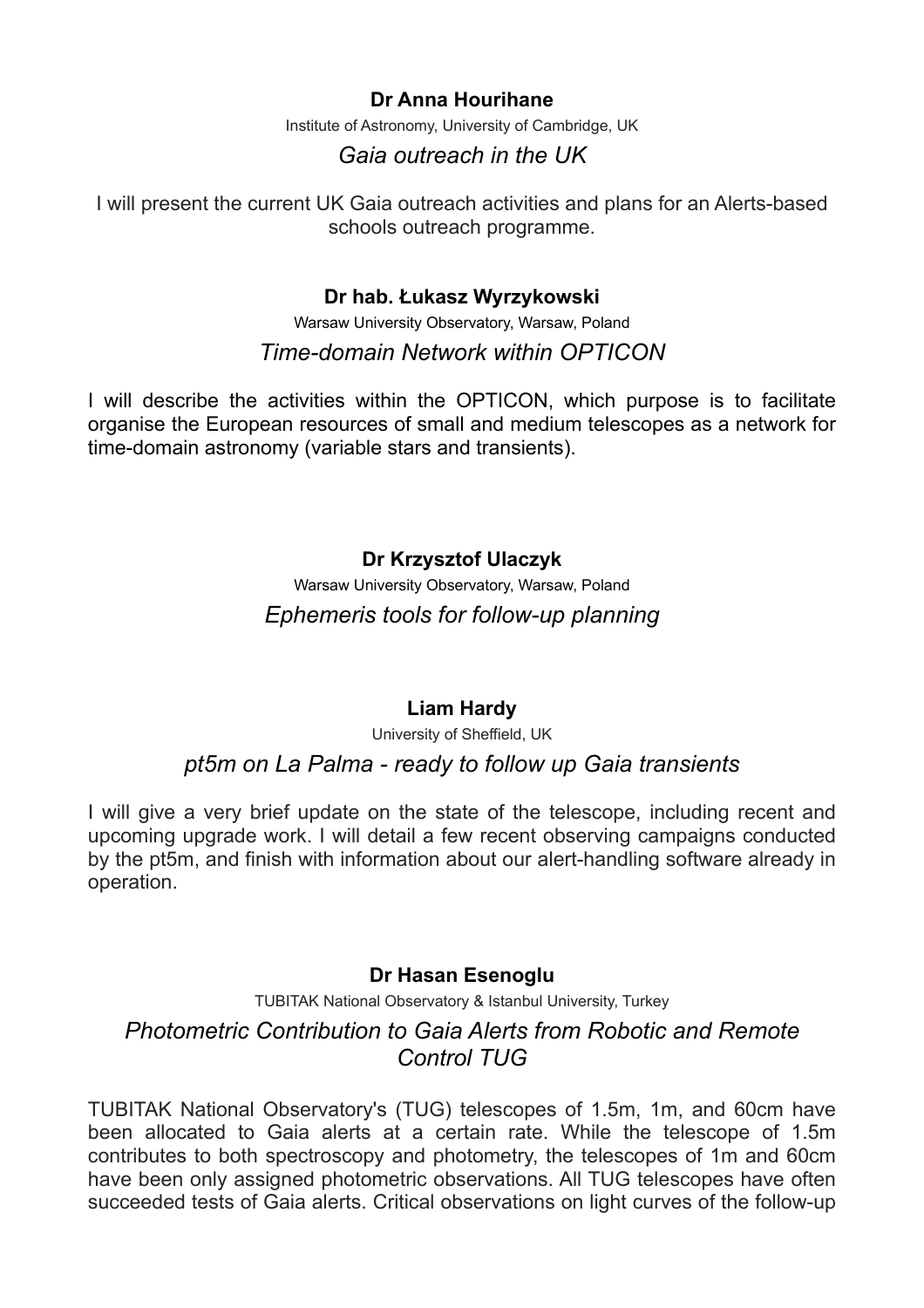**Dr Anna Hourihane**

Institute of Astronomy, University of Cambridge, UK

*Gaia outreach in the UK*

I will present the current UK Gaia outreach activities and plans for an Alerts-based schools outreach programme.

**Dr hab. Łukasz Wyrzykowski**

Warsaw University Observatory, Warsaw, Poland

*Time-domain Network within OPTICON*

I will describe the activities within the OPTICON, which purpose is to facilitate organise the European resources of small and medium telescopes as a network for time-domain astronomy (variable stars and transients).

**Dr Krzysztof Ulaczyk**

Warsaw University Observatory, Warsaw, Poland

*Ephemeris tools for follow-up planning*

**Liam Hardy**

University of Sheffield, UK

*pt5m on La Palma - ready to follow up Gaia transients*

I will give a very brief update on the state of the telescope, including recent and upcoming upgrade work. I will detail a few recent observing campaigns conducted by the pt5m, and finish with information about our alert-handling software already in operation.

**Dr Hasan Esenoglu**

TUBITAK National Observatory & Istanbul University, Turkey

*Photometric Contribution to Gaia Alerts from Robotic and Remote Control TUG*

TUBITAK National Observatory's (TUG) telescopes of 1.5m, 1m, and 60cm have been allocated to Gaia alerts at a certain rate. While the telescope of 1.5m contributes to both spectroscopy and photometry, the telescopes of 1m and 60cm have been only assigned photometric observations. All TUG telescopes have often succeeded tests of Gaia alerts. Critical observations on light curves of the follow-up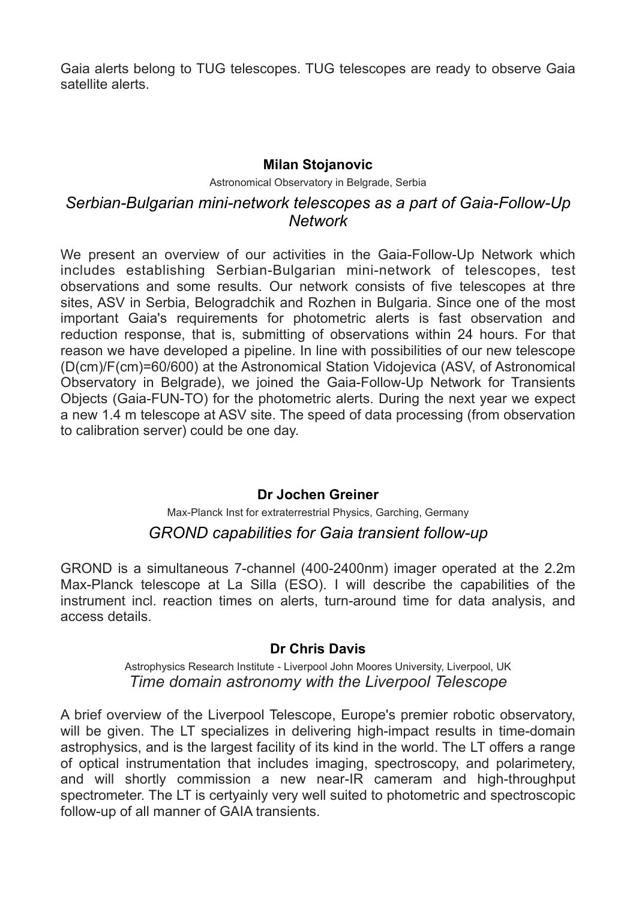Gaia alerts belong to TUG telescopes. TUG telescopes are ready to observe Gaia satellite alerts.

**Milan Stojanovic**

Astronomical Observatory in Belgrade, Serbia

*Serbian-Bulgarian mini-network telescopes as a part of Gaia-Follow-Up Network*

We present an overview of our activities in the Gaia-Follow-Up Network which includes establishing Serbian-Bulgarian mini-network of telescopes, test observations and some results. Our network consists of five telescopes at thre sites, ASV in Serbia, Belogradchik and Rozhen in Bulgaria. Since one of the most important Gaia's requirements for photometric alerts is fast observation and reduction response, that is, submitting of observations within 24 hours. For that reason we have developed a pipeline. In line with possibilities of our new telescope (D(cm)/F(cm)=60/600) at the Astronomical Station Vidojevica (ASV, of Astronomical Observatory in Belgrade), we joined the Gaia-Follow-Up Network for Transients Objects (Gaia-FUN-TO) for the photometric alerts. During the next year we expect a new 1.4 m telescope at ASV site. The speed of data processing (from observation to calibration server) could be one day.

**Dr Jochen Greiner**

Max-Planck Inst for extraterrestrial Physics, Garching, Germany

*GROND capabilities for Gaia transient follow-up*

GROND is a simultaneous 7-channel (400-2400nm) imager operated at the 2.2m Max-Planck telescope at La Silla (ESO). I will describe the capabilities of the instrument incl. reaction times on alerts, turn-around time for data analysis, and access details.

**Dr Chris Davis**

Astrophysics Research Institute - Liverpool John Moores University, Liverpool, UK

*Time domain astronomy with the Liverpool Telescope*

A brief overview of the Liverpool Telescope, Europe's premier robotic observatory, will be given. The LT specializes in delivering high-impact results in time-domain astrophysics, and is the largest facility of its kind in the world. The LT offers a range of optical instrumentation that includes imaging, spectroscopy, and polarimetery, and will shortly commission a new near-IR cameram and high-throughput spectrometer. The LT is certyainly very well suited to photometric and spectroscopic follow-up of all manner of GAIA transients.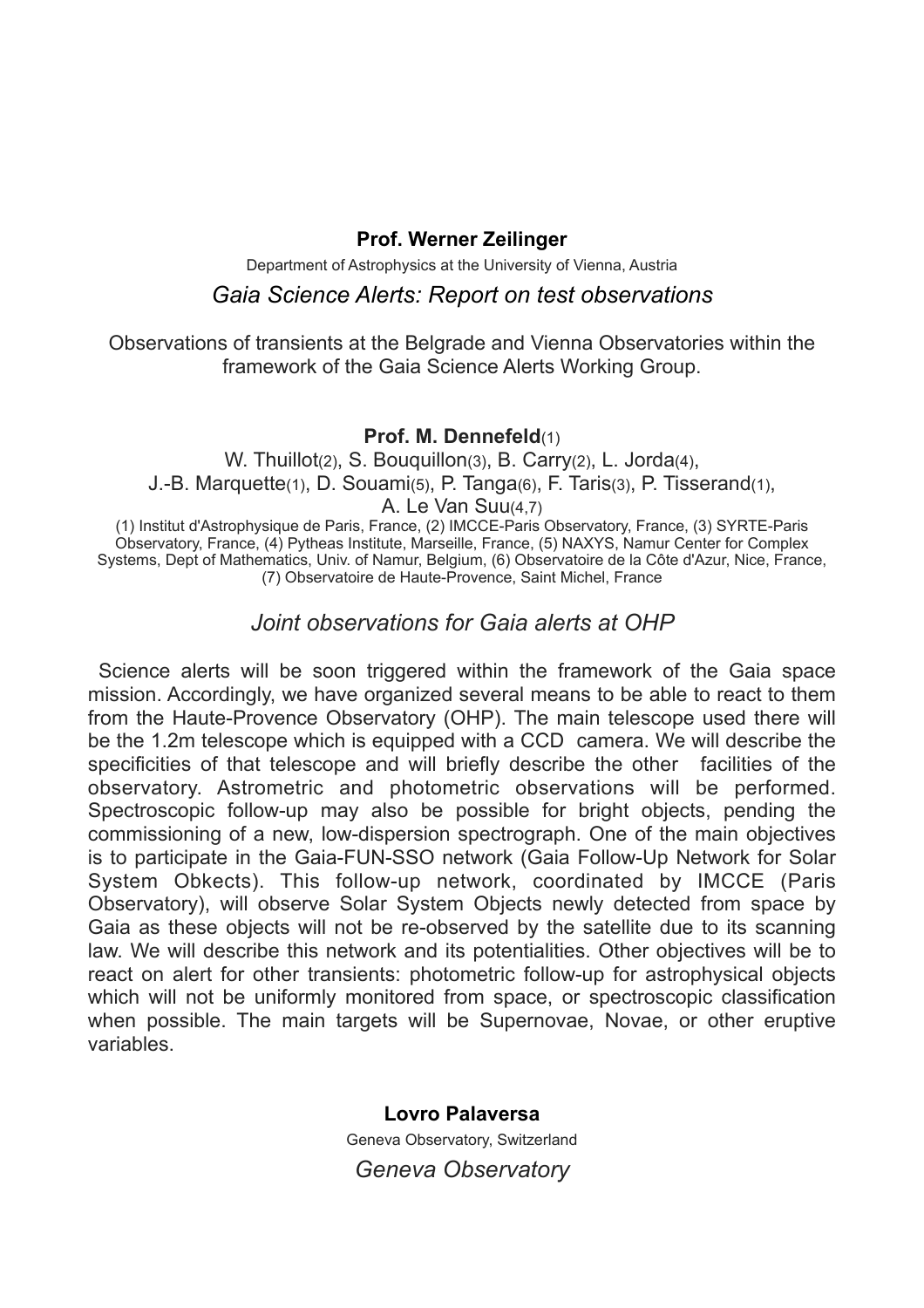**Prof. Werner Zeilinger**

Department of Astrophysics at the University of Vienna, Austria

*Gaia Science Alerts: Report on test observations*

Observations of transients at the Belgrade and Vienna Observatories within the framework of the Gaia Science Alerts Working Group.

**Prof. M. Dennefeld**(1)

W. Thuillot(2), S. Bouquillon(3), B. Carry(2), L. Jorda(4), J.-B. Marquette(1), D. Souami(5), P. Tanga(6), F. Taris(3), P. Tisserand(1), A. Le Van Suu(4,7)

(1) Institut d'Astrophysique de Paris, France, (2) IMCCE-Paris Observatory, France, (3) SYRTE-Paris Observatory, France, (4) Pytheas Institute, Marseille, France, (5) NAXYS, Namur Center for Complex Systems, Dept of Mathematics, Univ. of Namur, Belgium, (6) Observatoire de la Côte d'Azur, Nice, France, (7) Observatoire de Haute-Provence, Saint Michel, France

*Joint observations for Gaia alerts at OHP*

Science alerts will be soon triggered within the framework of the Gaia space mission. Accordingly, we have organized several means to be able to react to them from the Haute-Provence Observatory (OHP). The main telescope used there will be the 1.2m telescope which is equipped with a CCD camera. We will describe the specificities of that telescope and will briefly describe the other facilities of the observatory. Astrometric and photometric observations will be performed. Spectroscopic follow-up may also be possible for bright objects, pending the commissioning of a new, low-dispersion spectrograph. One of the main objectives is to participate in the Gaia-FUN-SSO network (Gaia Follow-Up Network for Solar System Obkects). This follow-up network, coordinated by IMCCE (Paris Observatory), will observe Solar System Objects newly detected from space by Gaia as these objects will not be re-observed by the satellite due to its scanning law. We will describe this network and its potentialities. Other objectives will be to react on alert for other transients: photometric follow-up for astrophysical objects which will not be uniformly monitored from space, or spectroscopic classification when possible. The main targets will be Supernovae, Novae, or other eruptive variables.

**Lovro Palaversa**

Geneva Observatory, Switzerland

*Geneva Observatory*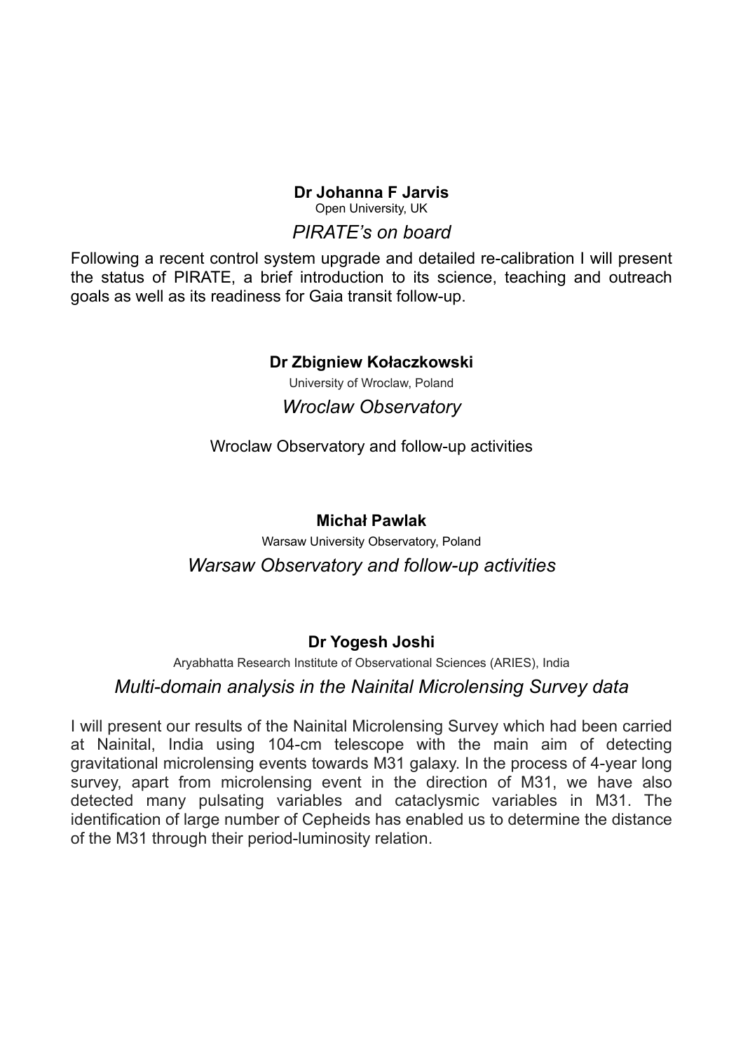**Dr Johanna F Jarvis**

Open University, UK

*PIRATE's on board*

Following a recent control system upgrade and detailed re-calibration I will present the status of PIRATE, a brief introduction to its science, teaching and outreach goals as well as its readiness for Gaia transit follow-up.

**Dr Zbigniew Kołaczkowski**

University of Wroclaw, Poland

*Wroclaw Observatory*

Wroclaw Observatory and follow-up activities

**Michał Pawlak**

Warsaw University Observatory, Poland

*Warsaw Observatory and follow-up activities*

**Dr Yogesh Joshi**

Aryabhatta Research Institute of Observational Sciences (ARIES), India

*Multi-domain analysis in the Nainital Microlensing Survey data*

I will present our results of the Nainital Microlensing Survey which had been carried at Nainital, India using 104-cm telescope with the main aim of detecting gravitational microlensing events towards M31 galaxy. In the process of 4-year long survey, apart from microlensing event in the direction of M31, we have also detected many pulsating variables and cataclysmic variables in M31. The identification of large number of Cepheids has enabled us to determine the distance of the M31 through their period-luminosity relation.